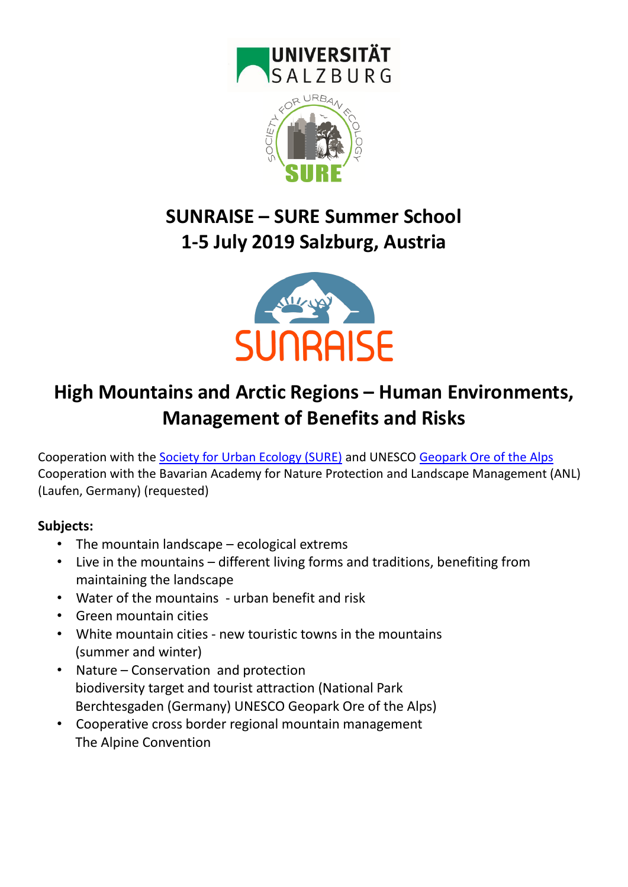# SUNRAISE – SURE Summer School
# 1-5 July 2019 Salzburg, Austria

## High Mountains and Arctic Regions – Human Environments, Management of Benefits and Risks

Cooperation with the Society for Urban Ecology (SURE) and UNESCO Geopark Ore of the Alps
Cooperation with the Bavarian Academy for Nature Protection and Landscape Management (ANL) (Laufen, Germany) (requested)

**Subjects:**

- The mountain landscape – ecological extrems
- Live in the mountains – different living forms and traditions, benefiting from maintaining the landscape
- Water of the mountains - urban benefit and risk
- Green mountain cities
- White mountain cities - new touristic towns in the mountains (summer and winter)
- Nature – Conservation and protection
  biodiversity target and tourist attraction (National Park Berchtesgaden (Germany) UNESCO Geopark Ore of the Alps)
- Cooperative cross border regional mountain management
  The Alpine Convention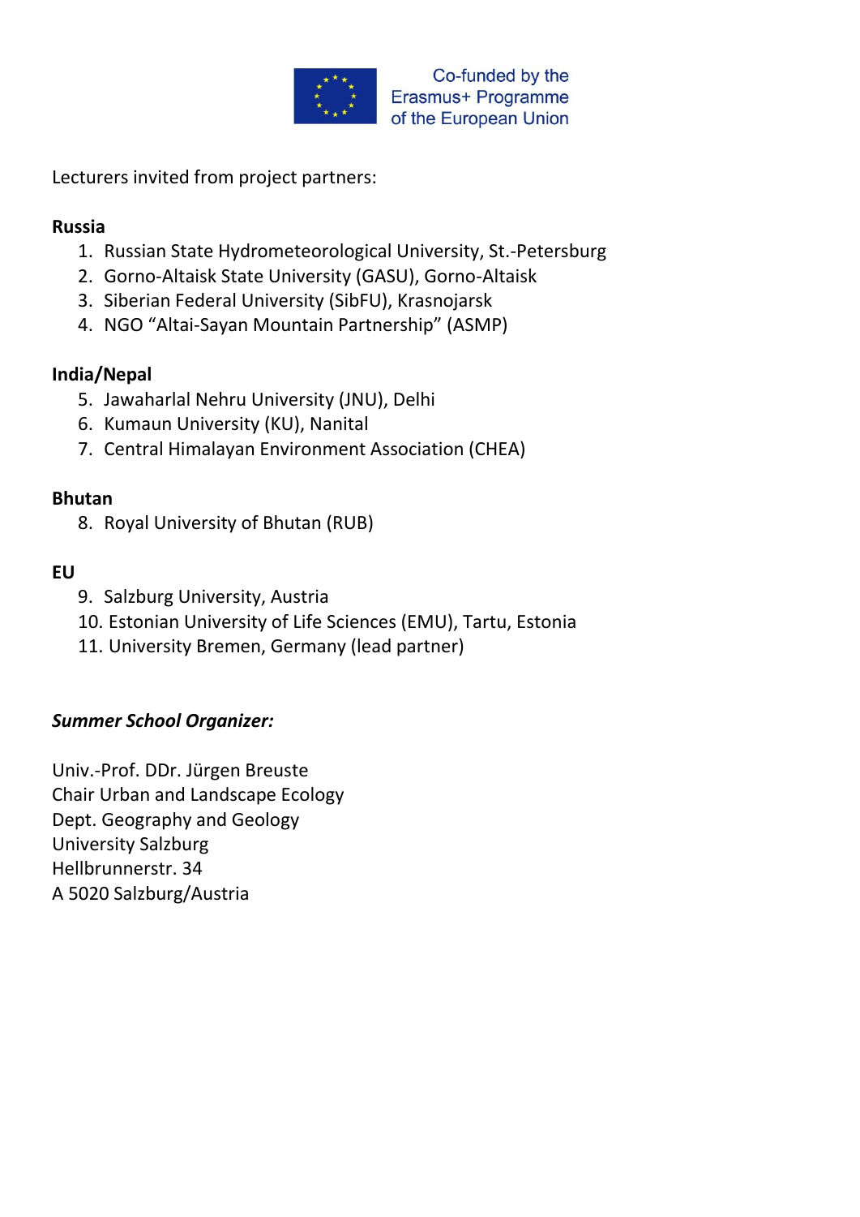Co-funded by the Erasmus+ Programme of the European Union

Lecturers invited from project partners:

**Russia**

1. Russian State Hydrometeorological University, St.-Petersburg
2. Gorno-Altaisk State University (GASU), Gorno-Altaisk
3. Siberian Federal University (SibFU), Krasnojarsk
4. NGO "Altai-Sayan Mountain Partnership" (ASMP)

**India/Nepal**

5. Jawaharlal Nehru University (JNU), Delhi
6. Kumaun University (KU), Nanital
7. Central Himalayan Environment Association (CHEA)

**Bhutan**

8. Royal University of Bhutan (RUB)

**EU**

9. Salzburg University, Austria
10. Estonian University of Life Sciences (EMU), Tartu, Estonia
11. University Bremen, Germany (lead partner)

***Summer School Organizer:***

Univ.-Prof. DDr. Jürgen Breuste
Chair Urban and Landscape Ecology
Dept. Geography and Geology
University Salzburg
Hellbrunnerstr. 34
A 5020 Salzburg/Austria